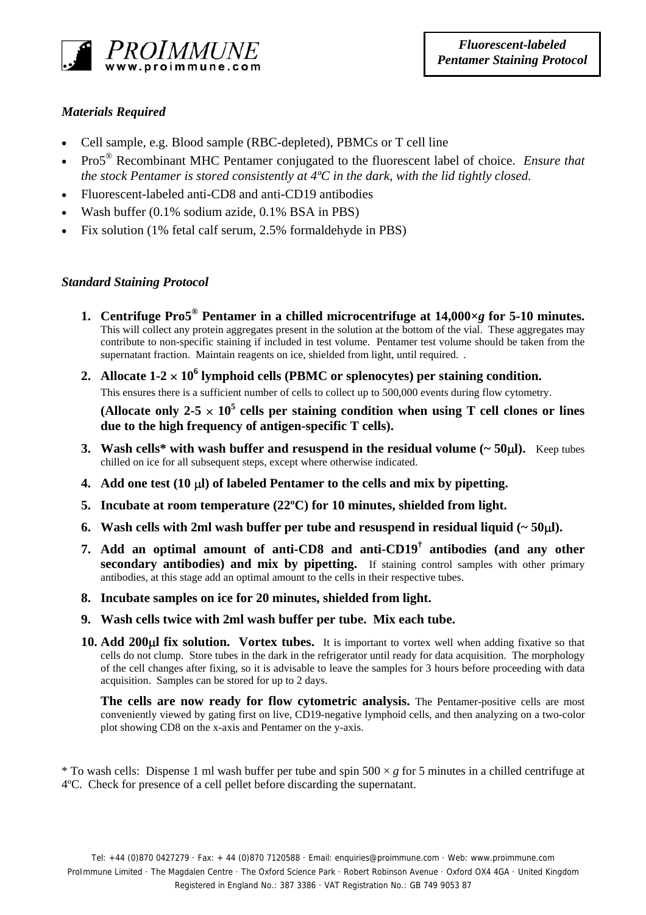**PROIMMUNE**
www.proimmune.com

***Fluorescent-labeled Pentamer Staining Protocol***

## *Materials Required*

- Cell sample, e.g. Blood sample (RBC-depleted), PBMCs or T cell line
- Pro5® Recombinant MHC Pentamer conjugated to the fluorescent label of choice. *Ensure that the stock Pentamer is stored consistently at 4ºC in the dark, with the lid tightly closed.*
- Fluorescent-labeled anti-CD8 and anti-CD19 antibodies
- Wash buffer (0.1% sodium azide, 0.1% BSA in PBS)
- Fix solution (1% fetal calf serum, 2.5% formaldehyde in PBS)

## *Standard Staining Protocol*

1. **Centrifuge Pro5® Pentamer in a chilled microcentrifuge at 14,000×*g* for 5-10 minutes.** This will collect any protein aggregates present in the solution at the bottom of the vial. These aggregates may contribute to non-specific staining if included in test volume. Pentamer test volume should be taken from the supernatant fraction. Maintain reagents on ice, shielded from light, until required. .
2. **Allocate 1-2 $\times$ $10^6$ lymphoid cells (PBMC or splenocytes) per staining condition.** This ensures there is a sufficient number of cells to collect up to 500,000 events during flow cytometry.

   **(Allocate only 2-5 $\times$ $10^5$ cells per staining condition when using T cell clones or lines due to the high frequency of antigen-specific T cells).**
3. **Wash cells* with wash buffer and resuspend in the residual volume (~ 50μl).** Keep tubes chilled on ice for all subsequent steps, except where otherwise indicated.
4. **Add one test (10 μl) of labeled Pentamer to the cells and mix by pipetting.**
5. **Incubate at room temperature (22ºC) for 10 minutes, shielded from light.**
6. **Wash cells with 2ml wash buffer per tube and resuspend in residual liquid (~ 50μl).**
7. **Add an optimal amount of anti-CD8 and anti-CD19[†] antibodies (and any other secondary antibodies) and mix by pipetting.** If staining control samples with other primary antibodies, at this stage add an optimal amount to the cells in their respective tubes.
8. **Incubate samples on ice for 20 minutes, shielded from light.**
9. **Wash cells twice with 2ml wash buffer per tube. Mix each tube.**
10. **Add 200μl fix solution. Vortex tubes.** It is important to vortex well when adding fixative so that cells do not clump. Store tubes in the dark in the refrigerator until ready for data acquisition. The morphology of the cell changes after fixing, so it is advisable to leave the samples for 3 hours before proceeding with data acquisition. Samples can be stored for up to 2 days.

    **The cells are now ready for flow cytometric analysis.** The Pentamer-positive cells are most conveniently viewed by gating first on live, CD19-negative lymphoid cells, and then analyzing on a two-color plot showing CD8 on the x-axis and Pentamer on the y-axis.

* To wash cells: Dispense 1 ml wash buffer per tube and spin 500 × *g* for 5 minutes in a chilled centrifuge at 4ºC. Check for presence of a cell pellet before discarding the supernatant.

Tel: +44 (0)870 0427279 · Fax: + 44 (0)870 7120588 · Email: enquiries@proimmune.com · Web: www.proimmune.com
ProImmune Limited · The Magdalen Centre · The Oxford Science Park · Robert Robinson Avenue · Oxford OX4 4GA · United Kingdom
Registered in England No.: 387 3386 · VAT Registration No.: GB 749 9053 87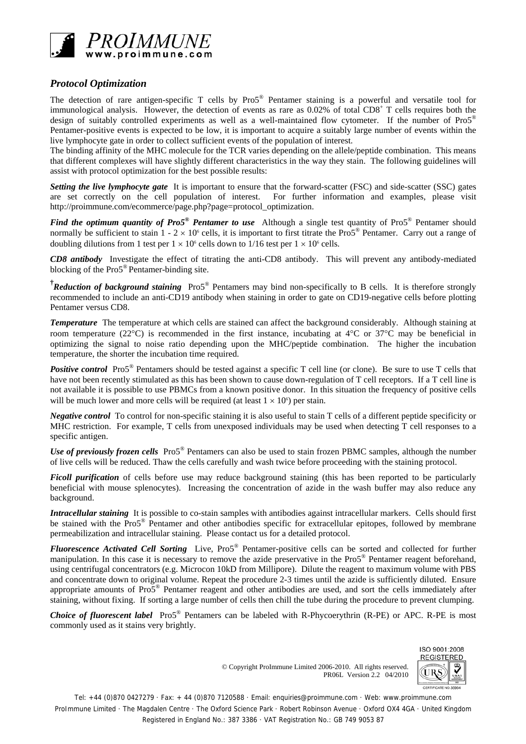## *Protocol Optimization*

The detection of rare antigen-specific T cells by Pro5® Pentamer staining is a powerful and versatile tool for immunological analysis. However, the detection of events as rare as 0.02% of total $CD8^+$ T cells requires both the design of suitably controlled experiments as well as a well-maintained flow cytometer. If the number of Pro5® Pentamer-positive events is expected to be low, it is important to acquire a suitably large number of events within the live lymphocyte gate in order to collect sufficient events of the population of interest.

The binding affinity of the MHC molecule for the TCR varies depending on the allele/peptide combination. This means that different complexes will have slightly different characteristics in the way they stain. The following guidelines will assist with protocol optimization for the best possible results:

***Setting the live lymphocyte gate*** It is important to ensure that the forward-scatter (FSC) and side-scatter (SSC) gates are set correctly on the cell population of interest. For further information and examples, please visit http://proimmune.com/ecommerce/page.php?page=protocol_optimization.

***Find the optimum quantity of Pro5® Pentamer to use*** Although a single test quantity of Pro5® Pentamer should normally be sufficient to stain 1 - $2 \times 10^6$ cells, it is important to first titrate the Pro5® Pentamer. Carry out a range of doubling dilutions from 1 test per $1 \times 10^6$ cells down to 1/16 test per $1 \times 10^6$ cells.

***CD8 antibody*** Investigate the effect of titrating the anti-CD8 antibody. This will prevent any antibody-mediated blocking of the Pro5® Pentamer-binding site.

**†*Reduction of background staining*** Pro5® Pentamers may bind non-specifically to B cells. It is therefore strongly recommended to include an anti-CD19 antibody when staining in order to gate on CD19-negative cells before plotting Pentamer versus CD8.

***Temperature*** The temperature at which cells are stained can affect the background considerably. Although staining at room temperature (22°C) is recommended in the first instance, incubating at 4°C or 37°C may be beneficial in optimizing the signal to noise ratio depending upon the MHC/peptide combination. The higher the incubation temperature, the shorter the incubation time required.

***Positive control*** Pro5® Pentamers should be tested against a specific T cell line (or clone). Be sure to use T cells that have not been recently stimulated as this has been shown to cause down-regulation of T cell receptors. If a T cell line is not available it is possible to use PBMCs from a known positive donor. In this situation the frequency of positive cells will be much lower and more cells will be required (at least $1 \times 10^6$) per stain.

***Negative control*** To control for non-specific staining it is also useful to stain T cells of a different peptide specificity or MHC restriction. For example, T cells from unexposed individuals may be used when detecting T cell responses to a specific antigen.

***Use of previously frozen cells*** Pro5® Pentamers can also be used to stain frozen PBMC samples, although the number of live cells will be reduced. Thaw the cells carefully and wash twice before proceeding with the staining protocol.

***Ficoll purification*** of cells before use may reduce background staining (this has been reported to be particularly beneficial with mouse splenocytes). Increasing the concentration of azide in the wash buffer may also reduce any background.

***Intracellular staining*** It is possible to co-stain samples with antibodies against intracellular markers. Cells should first be stained with the Pro5® Pentamer and other antibodies specific for extracellular epitopes, followed by membrane permeabilization and intracellular staining. Please contact us for a detailed protocol.

***Fluorescence Activated Cell Sorting*** Live, Pro5® Pentamer-positive cells can be sorted and collected for further manipulation. In this case it is necessary to remove the azide preservative in the Pro5® Pentamer reagent beforehand, using centrifugal concentrators (e.g. Microcon 10kD from Millipore). Dilute the reagent to maximum volume with PBS and concentrate down to original volume. Repeat the procedure 2-3 times until the azide is sufficiently diluted. Ensure appropriate amounts of Pro5® Pentamer reagent and other antibodies are used, and sort the cells immediately after staining, without fixing. If sorting a large number of cells then chill the tube during the procedure to prevent clumping.

***Choice of fluorescent label*** Pro5® Pentamers can be labeled with R-Phycoerythrin (R-PE) or APC. R-PE is most commonly used as it stains very brightly.

© Copyright ProImmune Limited 2006-2010. All rights reserved.
PR06L Version 2.2 04/2010

Tel: +44 (0)870 0427279 · Fax: + 44 (0)870 7120588 · Email: enquiries@proimmune.com · Web: www.proimmune.com
ProImmune Limited · The Magdalen Centre · The Oxford Science Park · Robert Robinson Avenue · Oxford OX4 4GA · United Kingdom
Registered in England No.: 387 3386 · VAT Registration No.: GB 749 9053 87